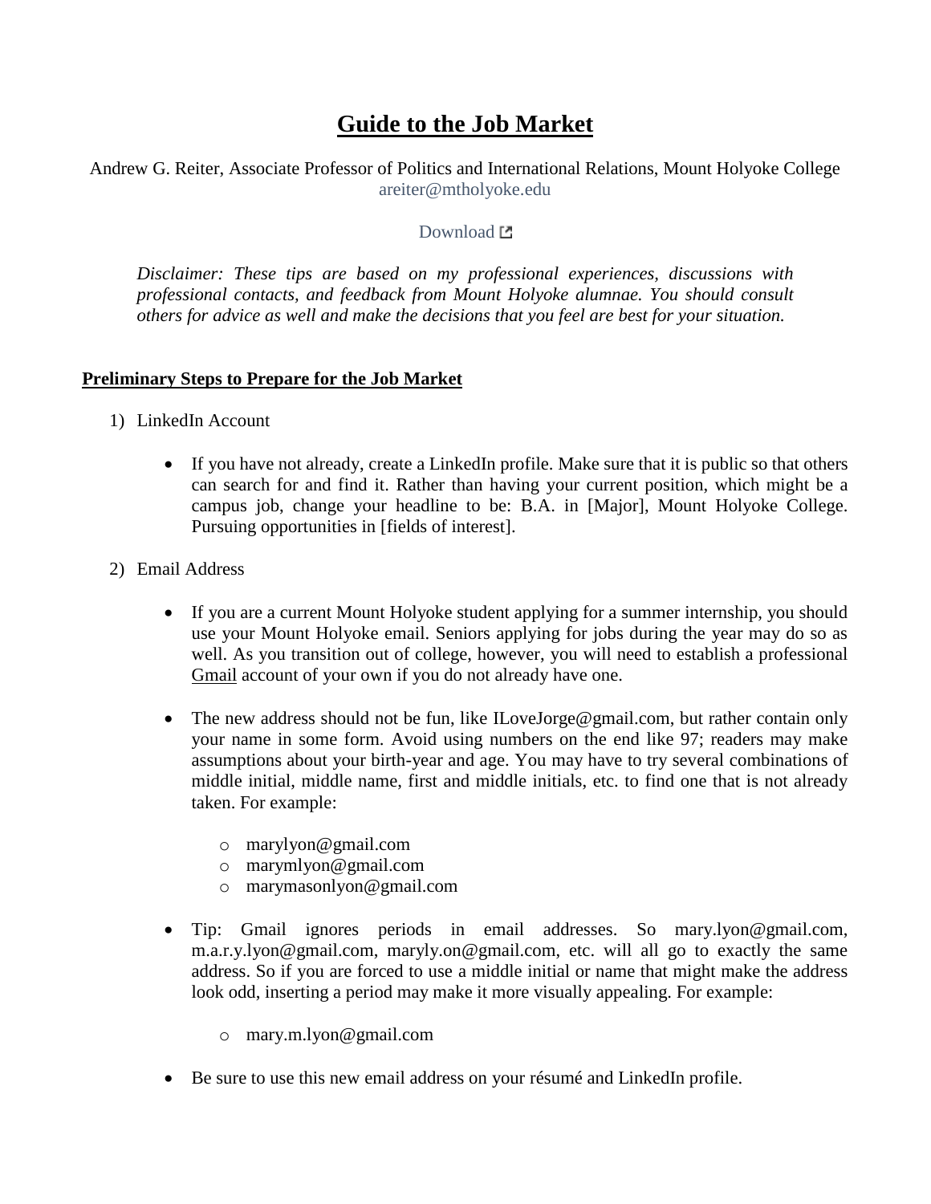# Guide to the Job Market

Andrew G. Reiter, Associate Professor of Politics and International Relations, Mount Holyoke College
areiter@mtholyoke.edu

Download

*Disclaimer: These tips are based on my professional experiences, discussions with professional contacts, and feedback from Mount Holyoke alumnae. You should consult others for advice as well and make the decisions that you feel are best for your situation.*

## Preliminary Steps to Prepare for the Job Market

1) LinkedIn Account

   - If you have not already, create a LinkedIn profile. Make sure that it is public so that others can search for and find it. Rather than having your current position, which might be a campus job, change your headline to be: B.A. in [Major], Mount Holyoke College. Pursuing opportunities in [fields of interest].

2) Email Address

   - If you are a current Mount Holyoke student applying for a summer internship, you should use your Mount Holyoke email. Seniors applying for jobs during the year may do so as well. As you transition out of college, however, you will need to establish a professional Gmail account of your own if you do not already have one.

   - The new address should not be fun, like ILoveJorge@gmail.com, but rather contain only your name in some form. Avoid using numbers on the end like 97; readers may make assumptions about your birth-year and age. You may have to try several combinations of middle initial, middle name, first and middle initials, etc. to find one that is not already taken. For example:

     - marylyon@gmail.com
     - marymlyon@gmail.com
     - marymasonlyon@gmail.com

   - Tip: Gmail ignores periods in email addresses. So mary.lyon@gmail.com, m.a.r.y.lyon@gmail.com, maryly.on@gmail.com, etc. will all go to exactly the same address. So if you are forced to use a middle initial or name that might make the address look odd, inserting a period may make it more visually appealing. For example:

     - mary.m.lyon@gmail.com

   - Be sure to use this new email address on your résumé and LinkedIn profile.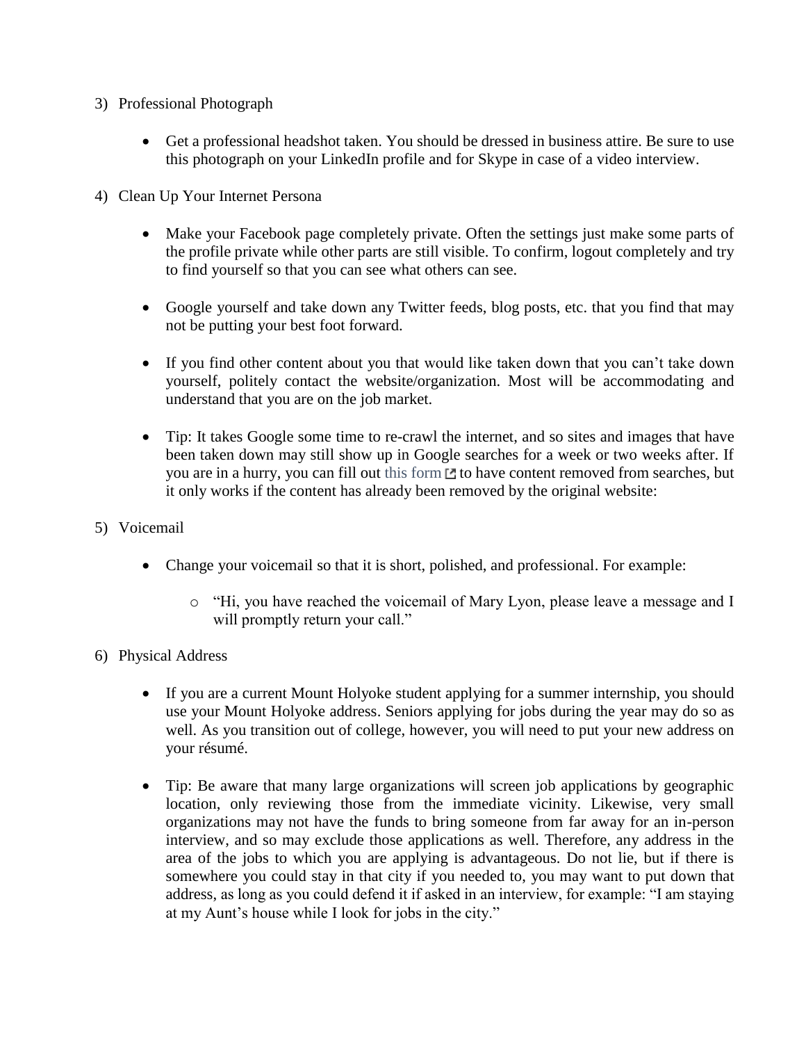3) Professional Photograph

- Get a professional headshot taken. You should be dressed in business attire. Be sure to use this photograph on your LinkedIn profile and for Skype in case of a video interview.

4) Clean Up Your Internet Persona

- Make your Facebook page completely private. Often the settings just make some parts of the profile private while other parts are still visible. To confirm, logout completely and try to find yourself so that you can see what others can see.

- Google yourself and take down any Twitter feeds, blog posts, etc. that you find that may not be putting your best foot forward.

- If you find other content about you that would like taken down that you can't take down yourself, politely contact the website/organization. Most will be accommodating and understand that you are on the job market.

- Tip: It takes Google some time to re-crawl the internet, and so sites and images that have been taken down may still show up in Google searches for a week or two weeks after. If you are in a hurry, you can fill out this form to have content removed from searches, but it only works if the content has already been removed by the original website:

5) Voicemail

- Change your voicemail so that it is short, polished, and professional. For example:
    - "Hi, you have reached the voicemail of Mary Lyon, please leave a message and I will promptly return your call."

6) Physical Address

- If you are a current Mount Holyoke student applying for a summer internship, you should use your Mount Holyoke address. Seniors applying for jobs during the year may do so as well. As you transition out of college, however, you will need to put your new address on your résumé.

- Tip: Be aware that many large organizations will screen job applications by geographic location, only reviewing those from the immediate vicinity. Likewise, very small organizations may not have the funds to bring someone from far away for an in-person interview, and so may exclude those applications as well. Therefore, any address in the area of the jobs to which you are applying is advantageous. Do not lie, but if there is somewhere you could stay in that city if you needed to, you may want to put down that address, as long as you could defend it if asked in an interview, for example: "I am staying at my Aunt's house while I look for jobs in the city."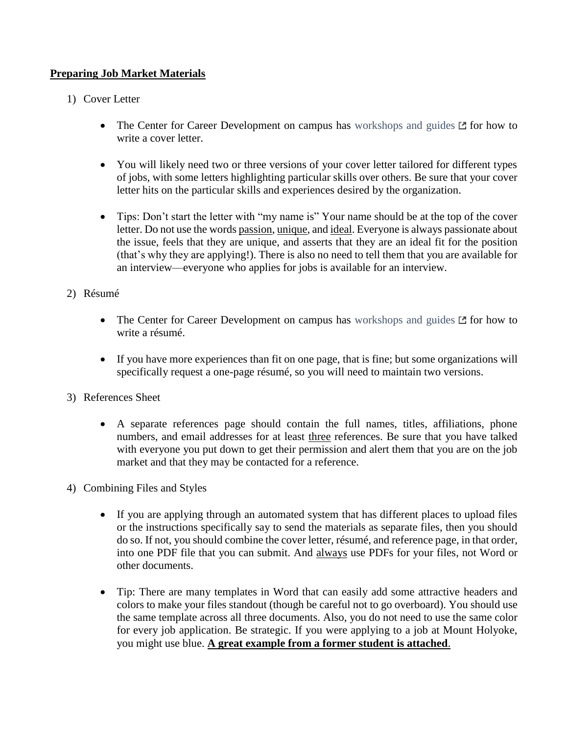## Preparing Job Market Materials

1) Cover Letter

   - The Center for Career Development on campus has workshops and guides for how to write a cover letter.

   - You will likely need two or three versions of your cover letter tailored for different types of jobs, with some letters highlighting particular skills over others. Be sure that your cover letter hits on the particular skills and experiences desired by the organization.

   - Tips: Don't start the letter with "my name is" Your name should be at the top of the cover letter. Do not use the words <u>passion</u>, <u>unique</u>, and <u>ideal</u>. Everyone is always passionate about the issue, feels that they are unique, and asserts that they are an ideal fit for the position (that's why they are applying!). There is also no need to tell them that you are available for an interview—everyone who applies for jobs is available for an interview.

2) Résumé

   - The Center for Career Development on campus has workshops and guides for how to write a résumé.

   - If you have more experiences than fit on one page, that is fine; but some organizations will specifically request a one-page résumé, so you will need to maintain two versions.

3) References Sheet

   - A separate references page should contain the full names, titles, affiliations, phone numbers, and email addresses for at least <u>three</u> references. Be sure that you have talked with everyone you put down to get their permission and alert them that you are on the job market and that they may be contacted for a reference.

4) Combining Files and Styles

   - If you are applying through an automated system that has different places to upload files or the instructions specifically say to send the materials as separate files, then you should do so. If not, you should combine the cover letter, résumé, and reference page, in that order, into one PDF file that you can submit. And <u>always</u> use PDFs for your files, not Word or other documents.

   - Tip: There are many templates in Word that can easily add some attractive headers and colors to make your files standout (though be careful not to go overboard). You should use the same template across all three documents. Also, you do not need to use the same color for every job application. Be strategic. If you were applying to a job at Mount Holyoke, you might use blue. **<u>A great example from a former student is attached</u>**.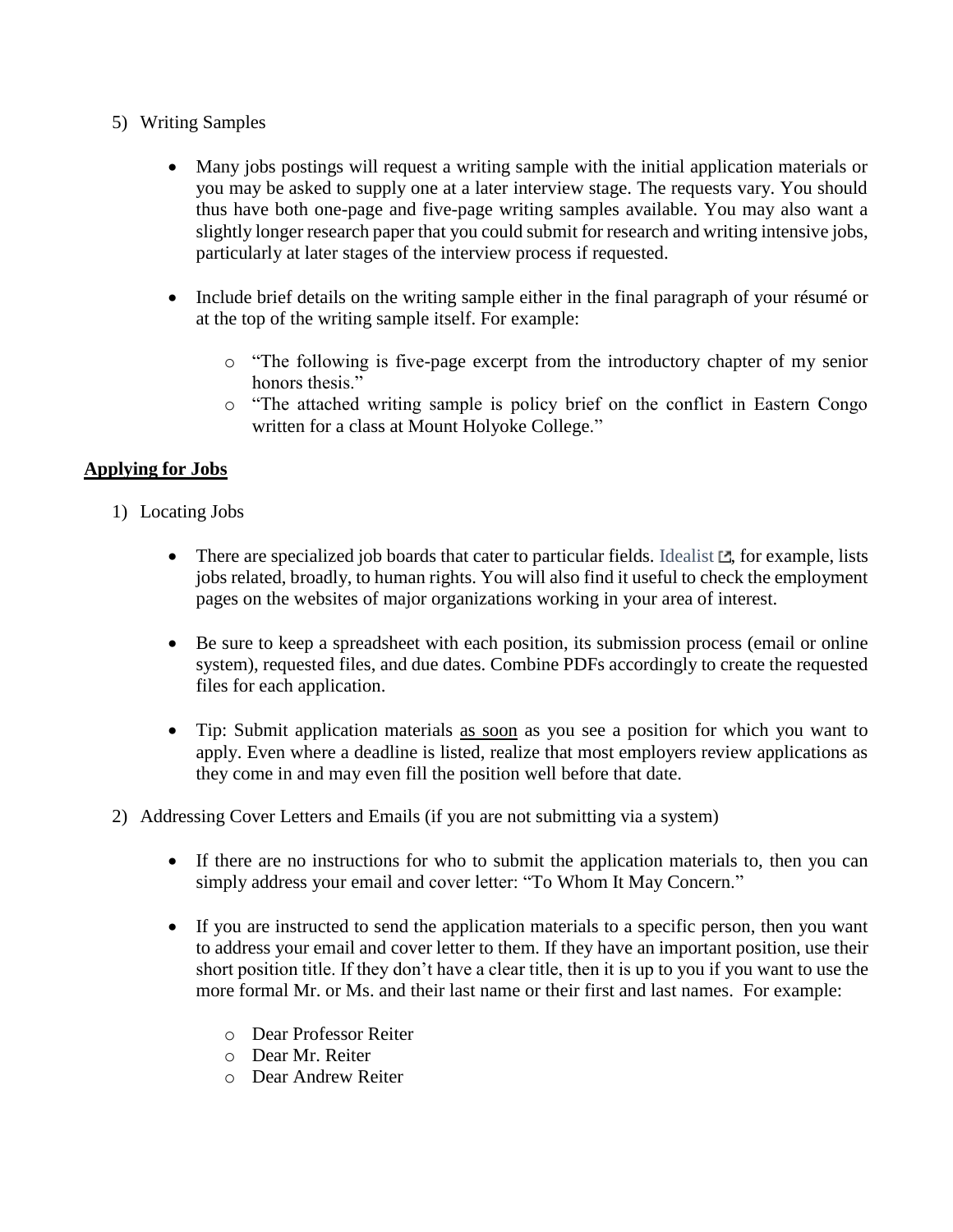5) Writing Samples

- Many jobs postings will request a writing sample with the initial application materials or you may be asked to supply one at a later interview stage. The requests vary. You should thus have both one-page and five-page writing samples available. You may also want a slightly longer research paper that you could submit for research and writing intensive jobs, particularly at later stages of the interview process if requested.

- Include brief details on the writing sample either in the final paragraph of your résumé or at the top of the writing sample itself. For example:

  - "The following is five-page excerpt from the introductory chapter of my senior honors thesis."
  - "The attached writing sample is policy brief on the conflict in Eastern Congo written for a class at Mount Holyoke College."

## <u>Applying for Jobs</u>

1) Locating Jobs

- There are specialized job boards that cater to particular fields. Idealist, for example, lists jobs related, broadly, to human rights. You will also find it useful to check the employment pages on the websites of major organizations working in your area of interest.

- Be sure to keep a spreadsheet with each position, its submission process (email or online system), requested files, and due dates. Combine PDFs accordingly to create the requested files for each application.

- Tip: Submit application materials <u>as soon</u> as you see a position for which you want to apply. Even where a deadline is listed, realize that most employers review applications as they come in and may even fill the position well before that date.

2) Addressing Cover Letters and Emails (if you are not submitting via a system)

- If there are no instructions for who to submit the application materials to, then you can simply address your email and cover letter: "To Whom It May Concern."

- If you are instructed to send the application materials to a specific person, then you want to address your email and cover letter to them. If they have an important position, use their short position title. If they don't have a clear title, then it is up to you if you want to use the more formal Mr. or Ms. and their last name or their first and last names. For example:

  - Dear Professor Reiter
  - Dear Mr. Reiter
  - Dear Andrew Reiter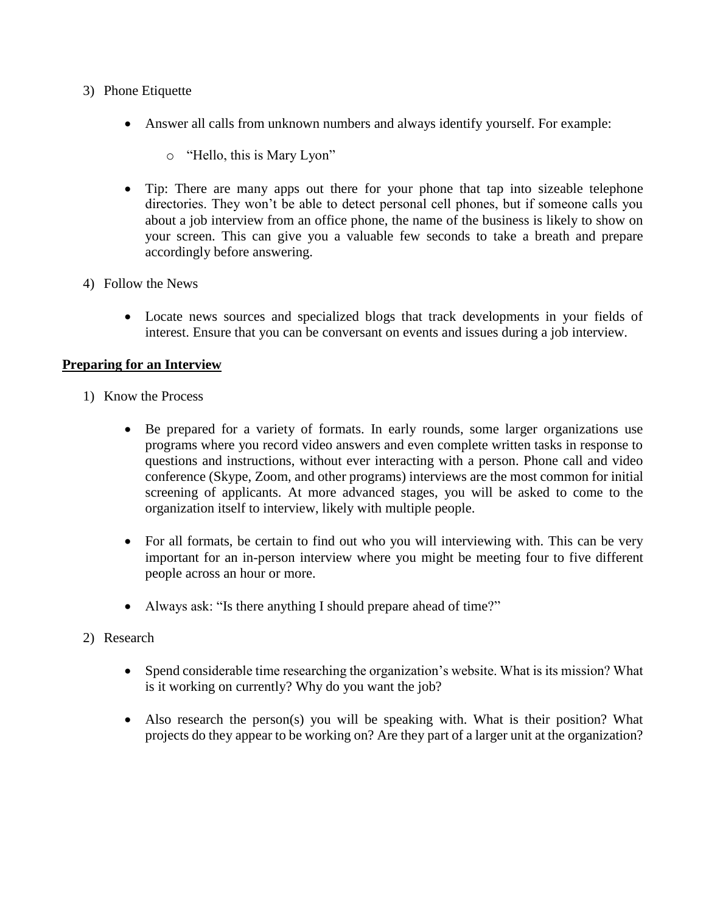3) Phone Etiquette

- Answer all calls from unknown numbers and always identify yourself. For example:
    - "Hello, this is Mary Lyon"

- Tip: There are many apps out there for your phone that tap into sizeable telephone directories. They won't be able to detect personal cell phones, but if someone calls you about a job interview from an office phone, the name of the business is likely to show on your screen. This can give you a valuable few seconds to take a breath and prepare accordingly before answering.

4) Follow the News

- Locate news sources and specialized blogs that track developments in your fields of interest. Ensure that you can be conversant on events and issues during a job interview.

## Preparing for an Interview

1) Know the Process

- Be prepared for a variety of formats. In early rounds, some larger organizations use programs where you record video answers and even complete written tasks in response to questions and instructions, without ever interacting with a person. Phone call and video conference (Skype, Zoom, and other programs) interviews are the most common for initial screening of applicants. At more advanced stages, you will be asked to come to the organization itself to interview, likely with multiple people.

- For all formats, be certain to find out who you will interviewing with. This can be very important for an in-person interview where you might be meeting four to five different people across an hour or more.

- Always ask: "Is there anything I should prepare ahead of time?"

2) Research

- Spend considerable time researching the organization's website. What is its mission? What is it working on currently? Why do you want the job?

- Also research the person(s) you will be speaking with. What is their position? What projects do they appear to be working on? Are they part of a larger unit at the organization?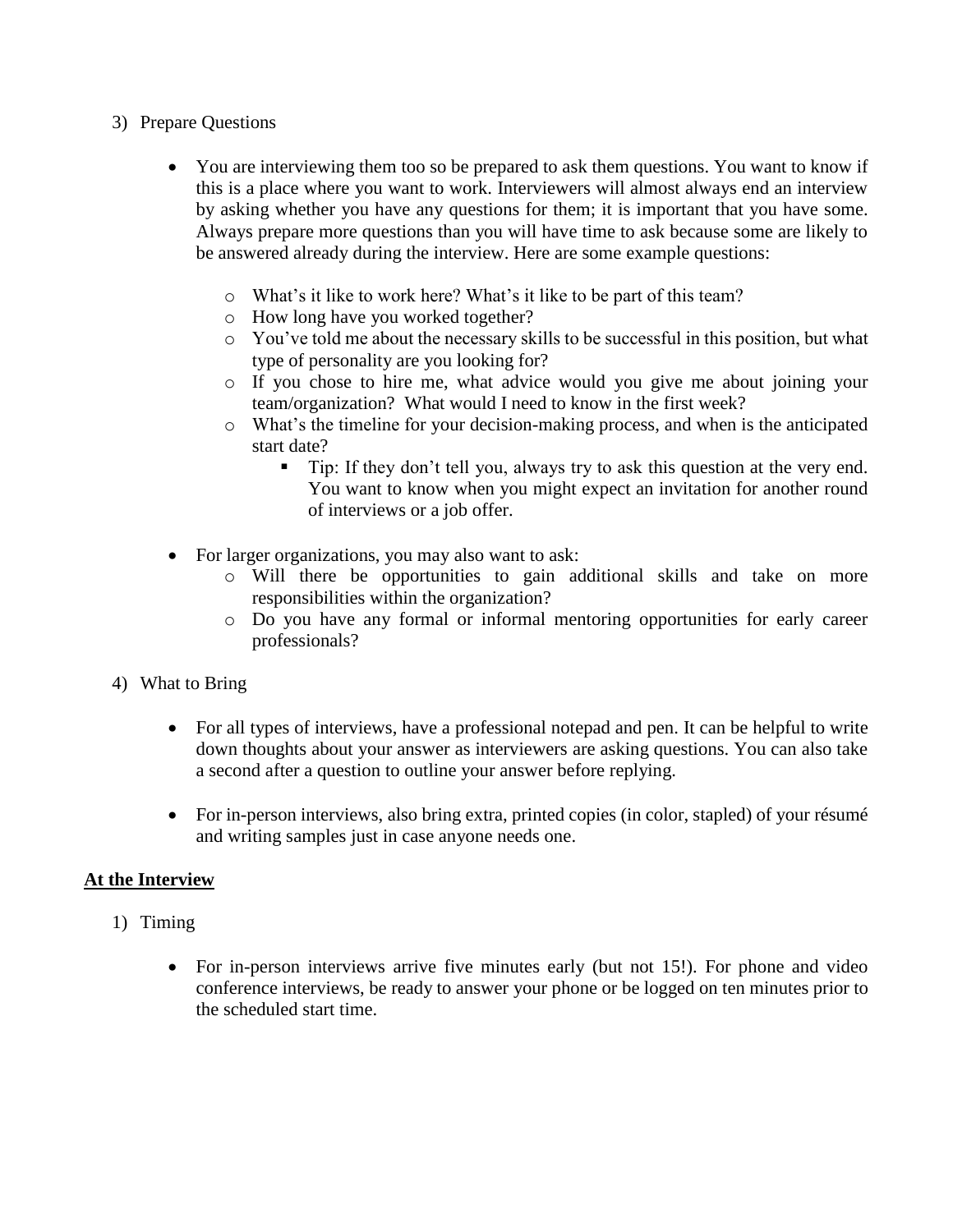3) Prepare Questions

- You are interviewing them too so be prepared to ask them questions. You want to know if this is a place where you want to work. Interviewers will almost always end an interview by asking whether you have any questions for them; it is important that you have some. Always prepare more questions than you will have time to ask because some are likely to be answered already during the interview. Here are some example questions:
  - What's it like to work here? What's it like to be part of this team?
  - How long have you worked together?
  - You've told me about the necessary skills to be successful in this position, but what type of personality are you looking for?
  - If you chose to hire me, what advice would you give me about joining your team/organization? What would I need to know in the first week?
  - What's the timeline for your decision-making process, and when is the anticipated start date?
    - Tip: If they don't tell you, always try to ask this question at the very end. You want to know when you might expect an invitation for another round of interviews or a job offer.

- For larger organizations, you may also want to ask:
  - Will there be opportunities to gain additional skills and take on more responsibilities within the organization?
  - Do you have any formal or informal mentoring opportunities for early career professionals?

4) What to Bring

- For all types of interviews, have a professional notepad and pen. It can be helpful to write down thoughts about your answer as interviewers are asking questions. You can also take a second after a question to outline your answer before replying.

- For in-person interviews, also bring extra, printed copies (in color, stapled) of your résumé and writing samples just in case anyone needs one.

## At the Interview

1) Timing

- For in-person interviews arrive five minutes early (but not 15!). For phone and video conference interviews, be ready to answer your phone or be logged on ten minutes prior to the scheduled start time.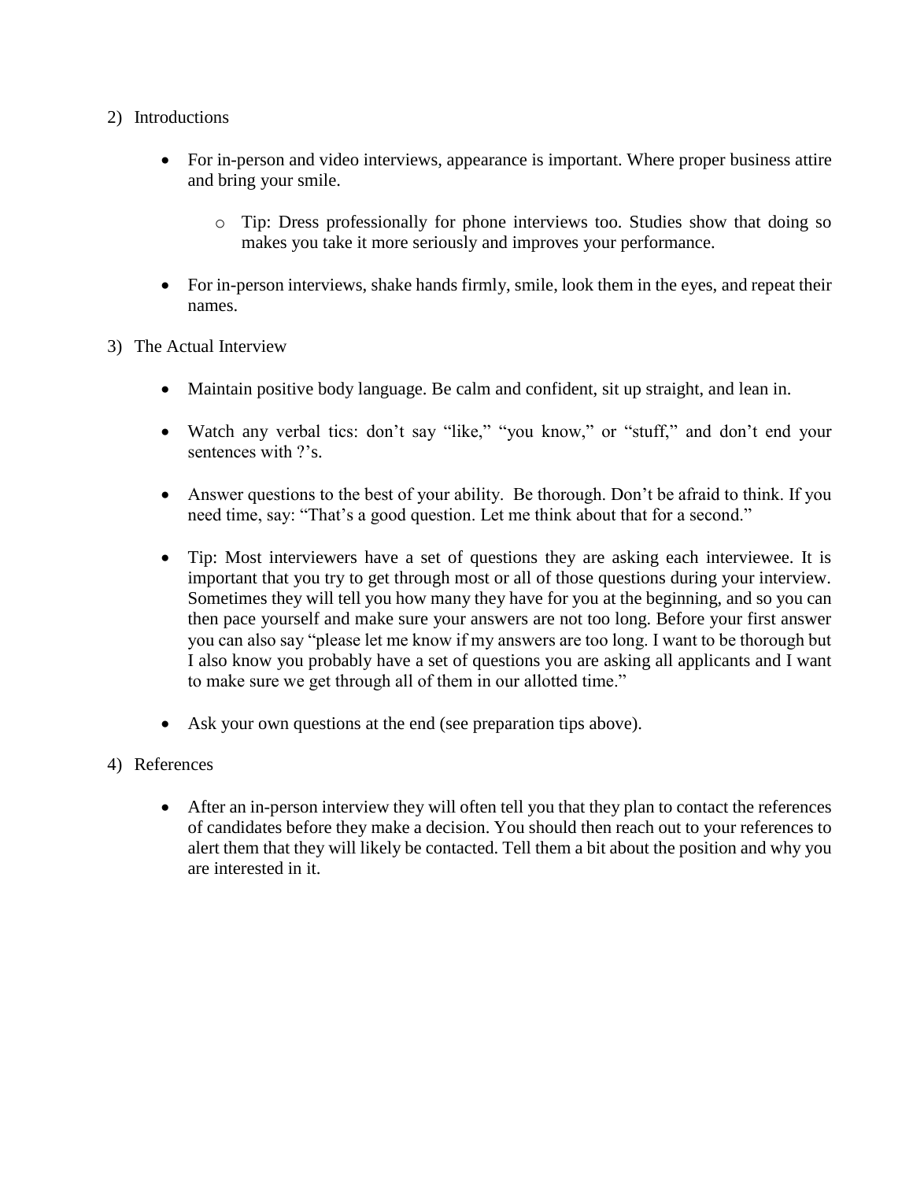2) Introductions

- For in-person and video interviews, appearance is important. Where proper business attire and bring your smile.

    - Tip: Dress professionally for phone interviews too. Studies show that doing so makes you take it more seriously and improves your performance.

- For in-person interviews, shake hands firmly, smile, look them in the eyes, and repeat their names.

3) The Actual Interview

- Maintain positive body language. Be calm and confident, sit up straight, and lean in.

- Watch any verbal tics: don't say "like," "you know," or "stuff," and don't end your sentences with ?'s.

- Answer questions to the best of your ability. Be thorough. Don't be afraid to think. If you need time, say: "That's a good question. Let me think about that for a second."

- Tip: Most interviewers have a set of questions they are asking each interviewee. It is important that you try to get through most or all of those questions during your interview. Sometimes they will tell you how many they have for you at the beginning, and so you can then pace yourself and make sure your answers are not too long. Before your first answer you can also say "please let me know if my answers are too long. I want to be thorough but I also know you probably have a set of questions you are asking all applicants and I want to make sure we get through all of them in our allotted time."

- Ask your own questions at the end (see preparation tips above).

4) References

- After an in-person interview they will often tell you that they plan to contact the references of candidates before they make a decision. You should then reach out to your references to alert them that they will likely be contacted. Tell them a bit about the position and why you are interested in it.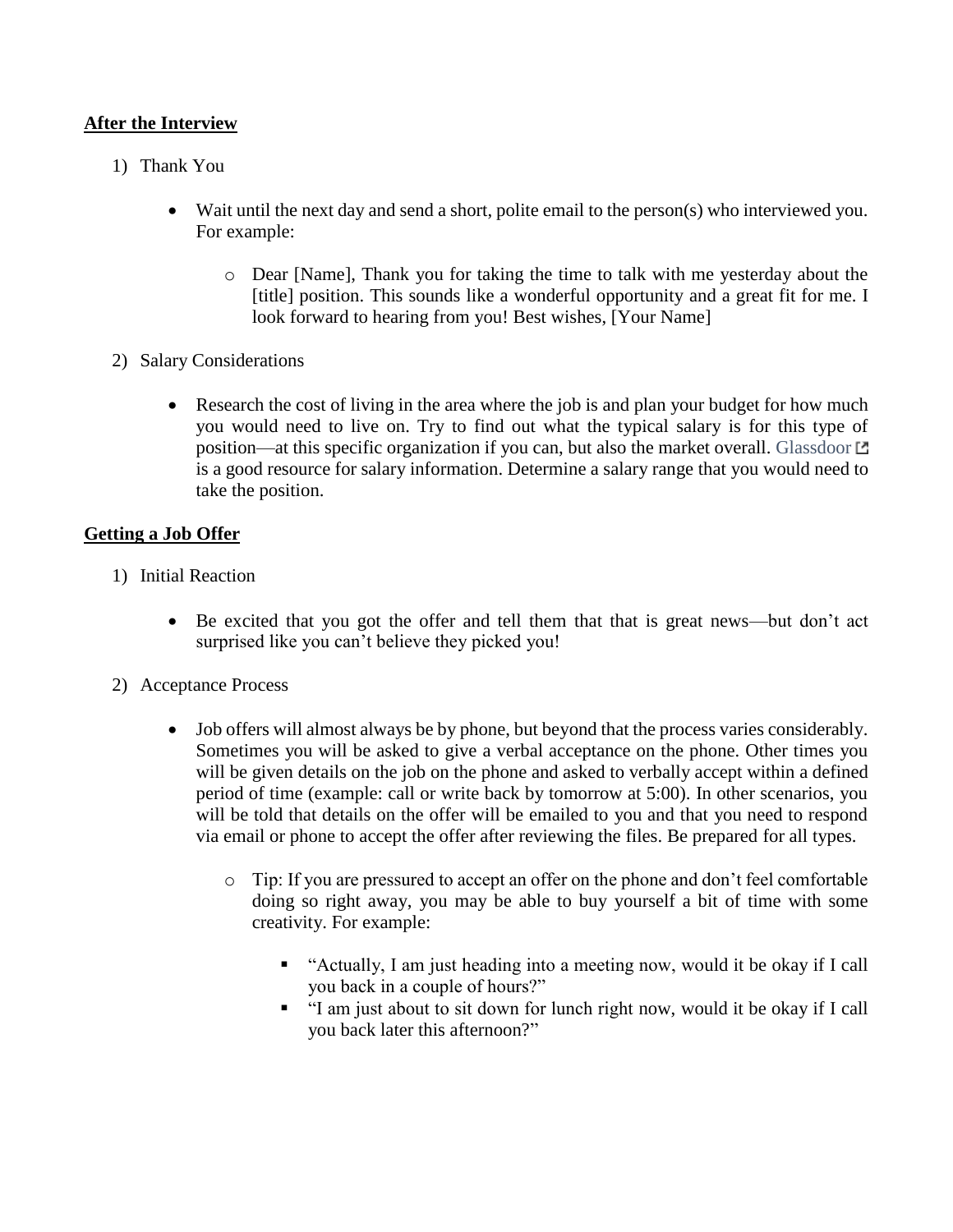## After the Interview

1) Thank You

   - Wait until the next day and send a short, polite email to the person(s) who interviewed you. For example:

     - Dear [Name], Thank you for taking the time to talk with me yesterday about the [title] position. This sounds like a wonderful opportunity and a great fit for me. I look forward to hearing from you! Best wishes, [Your Name]

2) Salary Considerations

   - Research the cost of living in the area where the job is and plan your budget for how much you would need to live on. Try to find out what the typical salary is for this type of position—at this specific organization if you can, but also the market overall. Glassdoor is a good resource for salary information. Determine a salary range that you would need to take the position.

## Getting a Job Offer

1) Initial Reaction

   - Be excited that you got the offer and tell them that that is great news—but don't act surprised like you can't believe they picked you!

2) Acceptance Process

   - Job offers will almost always be by phone, but beyond that the process varies considerably. Sometimes you will be asked to give a verbal acceptance on the phone. Other times you will be given details on the job on the phone and asked to verbally accept within a defined period of time (example: call or write back by tomorrow at 5:00). In other scenarios, you will be told that details on the offer will be emailed to you and that you need to respond via email or phone to accept the offer after reviewing the files. Be prepared for all types.

     - Tip: If you are pressured to accept an offer on the phone and don't feel comfortable doing so right away, you may be able to buy yourself a bit of time with some creativity. For example:

       - "Actually, I am just heading into a meeting now, would it be okay if I call you back in a couple of hours?"
       - "I am just about to sit down for lunch right now, would it be okay if I call you back later this afternoon?"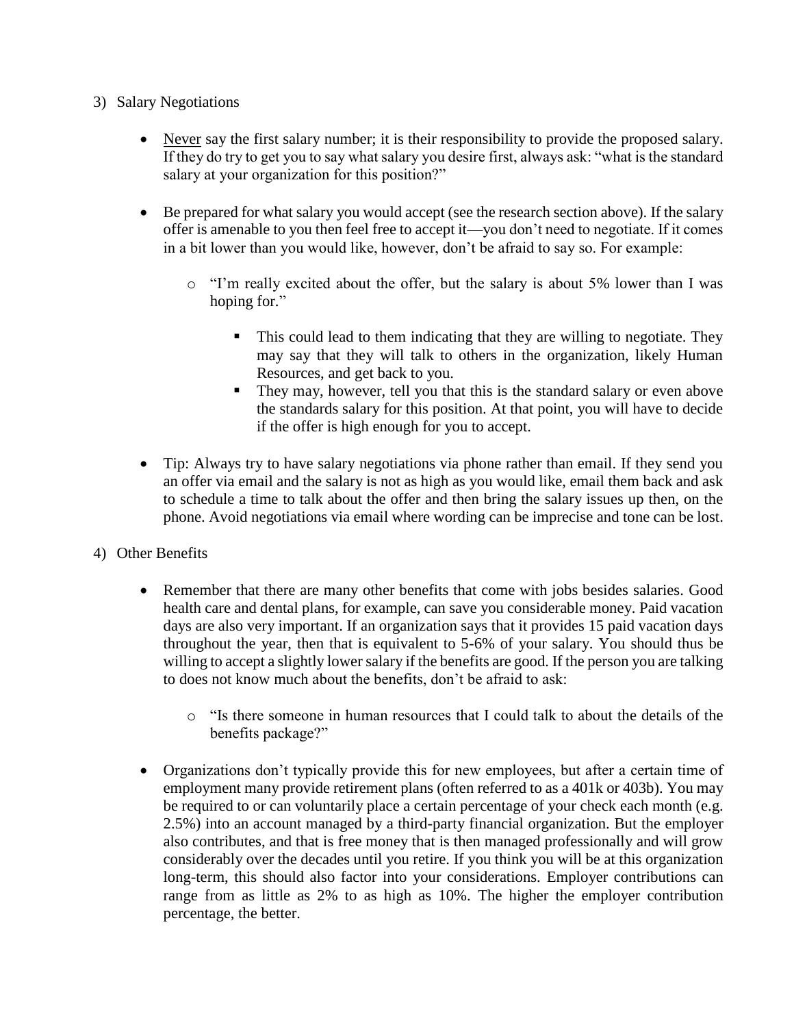3) Salary Negotiations

- <u>Never</u> say the first salary number; it is their responsibility to provide the proposed salary. If they do try to get you to say what salary you desire first, always ask: "what is the standard salary at your organization for this position?"

- Be prepared for what salary you would accept (see the research section above). If the salary offer is amenable to you then feel free to accept it—you don't need to negotiate. If it comes in a bit lower than you would like, however, don't be afraid to say so. For example:

  - "I'm really excited about the offer, but the salary is about 5% lower than I was hoping for."

    - This could lead to them indicating that they are willing to negotiate. They may say that they will talk to others in the organization, likely Human Resources, and get back to you.
    - They may, however, tell you that this is the standard salary or even above the standards salary for this position. At that point, you will have to decide if the offer is high enough for you to accept.

- Tip: Always try to have salary negotiations via phone rather than email. If they send you an offer via email and the salary is not as high as you would like, email them back and ask to schedule a time to talk about the offer and then bring the salary issues up then, on the phone. Avoid negotiations via email where wording can be imprecise and tone can be lost.

4) Other Benefits

- Remember that there are many other benefits that come with jobs besides salaries. Good health care and dental plans, for example, can save you considerable money. Paid vacation days are also very important. If an organization says that it provides 15 paid vacation days throughout the year, then that is equivalent to 5-6% of your salary. You should thus be willing to accept a slightly lower salary if the benefits are good. If the person you are talking to does not know much about the benefits, don't be afraid to ask:

  - "Is there someone in human resources that I could talk to about the details of the benefits package?"

- Organizations don't typically provide this for new employees, but after a certain time of employment many provide retirement plans (often referred to as a 401k or 403b). You may be required to or can voluntarily place a certain percentage of your check each month (e.g. 2.5%) into an account managed by a third-party financial organization. But the employer also contributes, and that is free money that is then managed professionally and will grow considerably over the decades until you retire. If you think you will be at this organization long-term, this should also factor into your considerations. Employer contributions can range from as little as 2% to as high as 10%. The higher the employer contribution percentage, the better.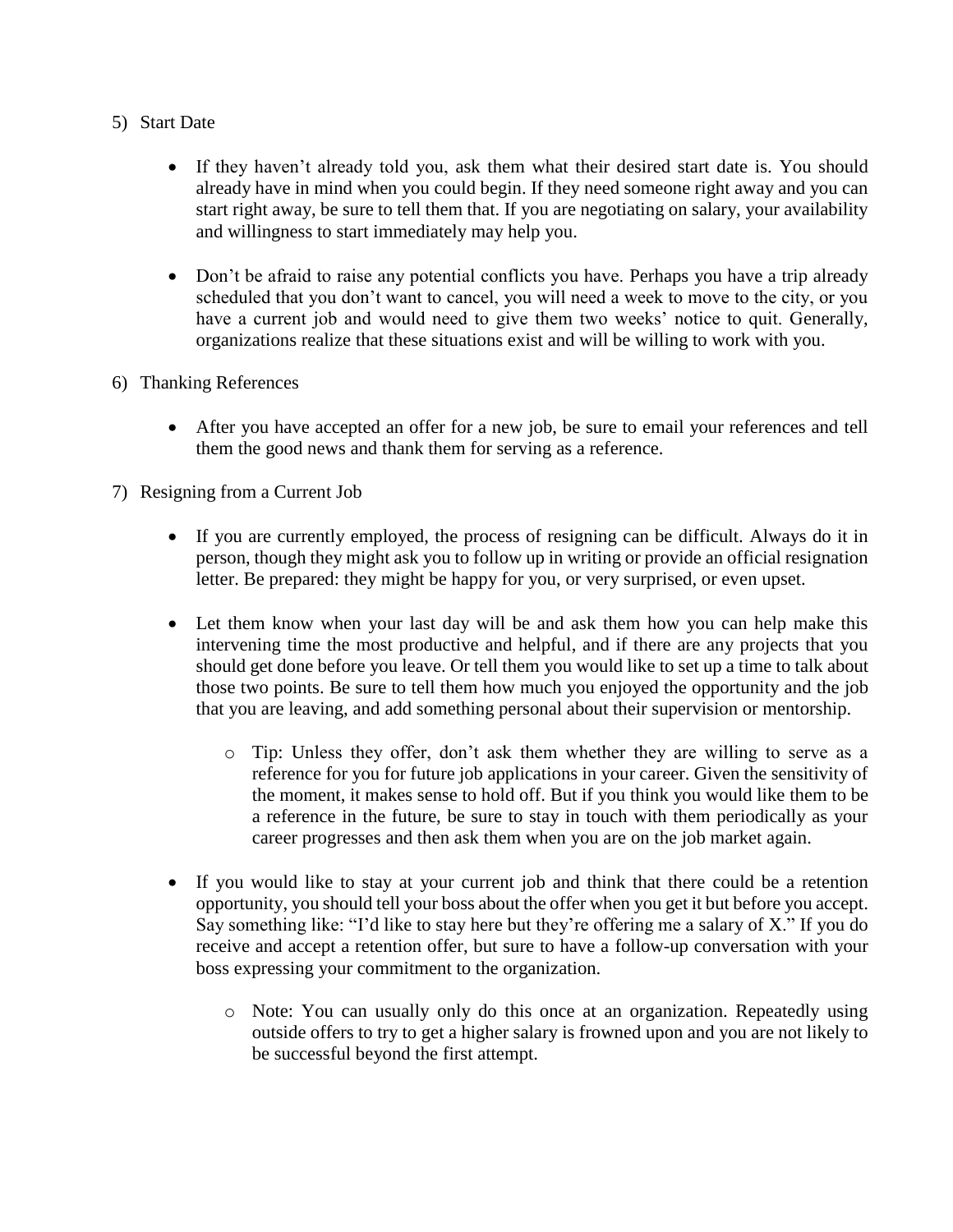5) Start Date

- If they haven't already told you, ask them what their desired start date is. You should already have in mind when you could begin. If they need someone right away and you can start right away, be sure to tell them that. If you are negotiating on salary, your availability and willingness to start immediately may help you.

- Don't be afraid to raise any potential conflicts you have. Perhaps you have a trip already scheduled that you don't want to cancel, you will need a week to move to the city, or you have a current job and would need to give them two weeks' notice to quit. Generally, organizations realize that these situations exist and will be willing to work with you.

6) Thanking References

- After you have accepted an offer for a new job, be sure to email your references and tell them the good news and thank them for serving as a reference.

7) Resigning from a Current Job

- If you are currently employed, the process of resigning can be difficult. Always do it in person, though they might ask you to follow up in writing or provide an official resignation letter. Be prepared: they might be happy for you, or very surprised, or even upset.

- Let them know when your last day will be and ask them how you can help make this intervening time the most productive and helpful, and if there are any projects that you should get done before you leave. Or tell them you would like to set up a time to talk about those two points. Be sure to tell them how much you enjoyed the opportunity and the job that you are leaving, and add something personal about their supervision or mentorship.

  - Tip: Unless they offer, don't ask them whether they are willing to serve as a reference for you for future job applications in your career. Given the sensitivity of the moment, it makes sense to hold off. But if you think you would like them to be a reference in the future, be sure to stay in touch with them periodically as your career progresses and then ask them when you are on the job market again.

- If you would like to stay at your current job and think that there could be a retention opportunity, you should tell your boss about the offer when you get it but before you accept. Say something like: "I'd like to stay here but they're offering me a salary of X." If you do receive and accept a retention offer, but sure to have a follow-up conversation with your boss expressing your commitment to the organization.

  - Note: You can usually only do this once at an organization. Repeatedly using outside offers to try to get a higher salary is frowned upon and you are not likely to be successful beyond the first attempt.